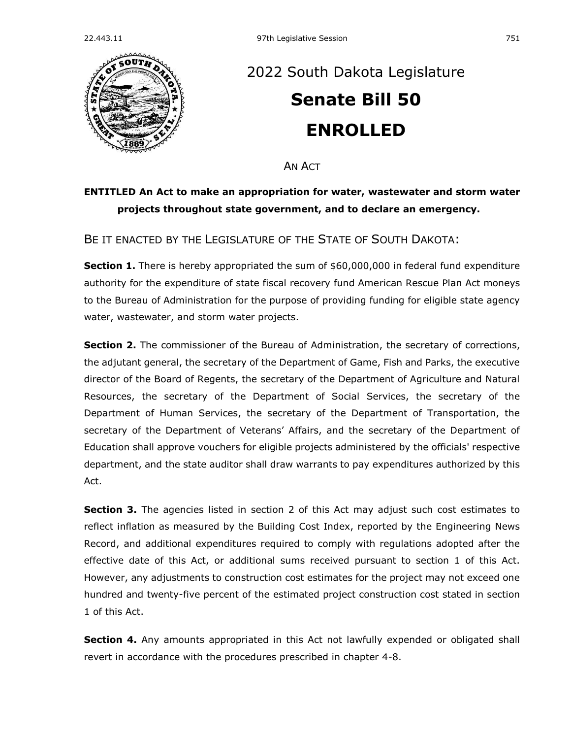# 2022 South Dakota Legislature

# Senate Bill 50

# ENROLLED

AN ACT

**ENTITLED An Act to make an appropriation for water, wastewater and storm water projects throughout state government, and to declare an emergency.**

BE IT ENACTED BY THE LEGISLATURE OF THE STATE OF SOUTH DAKOTA:

**Section 1.** There is hereby appropriated the sum of $60,000,000 in federal fund expenditure authority for the expenditure of state fiscal recovery fund American Rescue Plan Act moneys to the Bureau of Administration for the purpose of providing funding for eligible state agency water, wastewater, and storm water projects.

**Section 2.** The commissioner of the Bureau of Administration, the secretary of corrections, the adjutant general, the secretary of the Department of Game, Fish and Parks, the executive director of the Board of Regents, the secretary of the Department of Agriculture and Natural Resources, the secretary of the Department of Social Services, the secretary of the Department of Human Services, the secretary of the Department of Transportation, the secretary of the Department of Veterans' Affairs, and the secretary of the Department of Education shall approve vouchers for eligible projects administered by the officials' respective department, and the state auditor shall draw warrants to pay expenditures authorized by this Act.

**Section 3.** The agencies listed in section 2 of this Act may adjust such cost estimates to reflect inflation as measured by the Building Cost Index, reported by the Engineering News Record, and additional expenditures required to comply with regulations adopted after the effective date of this Act, or additional sums received pursuant to section 1 of this Act. However, any adjustments to construction cost estimates for the project may not exceed one hundred and twenty-five percent of the estimated project construction cost stated in section 1 of this Act.

**Section 4.** Any amounts appropriated in this Act not lawfully expended or obligated shall revert in accordance with the procedures prescribed in chapter 4-8.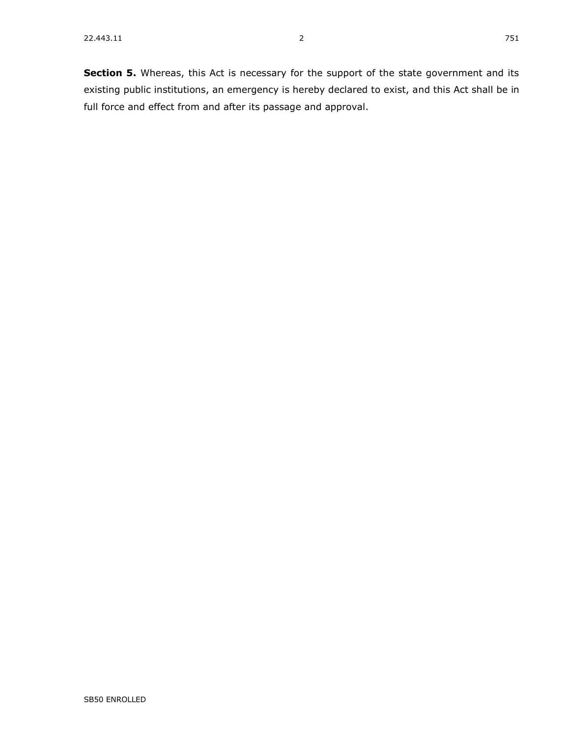**Section 5.** Whereas, this Act is necessary for the support of the state government and its existing public institutions, an emergency is hereby declared to exist, and this Act shall be in full force and effect from and after its passage and approval.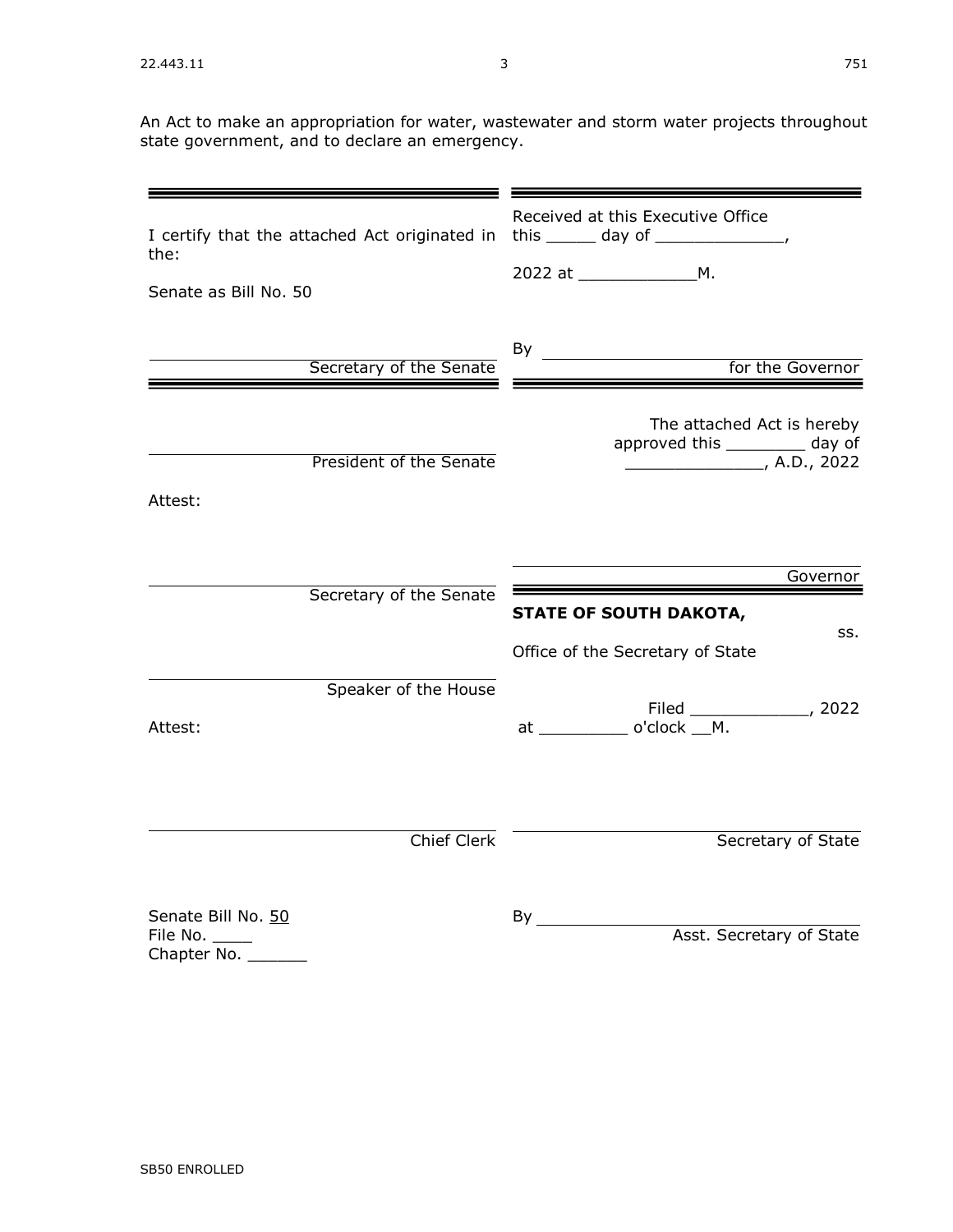An Act to make an appropriation for water, wastewater and storm water projects throughout state government, and to declare an emergency.

I certify that the attached Act originated in the:

Senate as Bill No. 50

______________________________
Secretary of the Senate

______________________________
President of the Senate

Attest:

______________________________
Secretary of the Senate

______________________________
Speaker of the House

Attest:

______________________________
Chief Clerk

Senate Bill No. 50
File No. ____
Chapter No. ______

Received at this Executive Office this _____ day of _____________,

2022 at ____________M.

By ______________________________
for the Governor

The attached Act is hereby approved this ________ day of ______________, A.D., 2022

______________________________
Governor

**STATE OF SOUTH DAKOTA,**

ss.

Office of the Secretary of State

Filed ____________, 2022
at _________ o'clock __M.

______________________________
Secretary of State

By ______________________________
Asst. Secretary of State